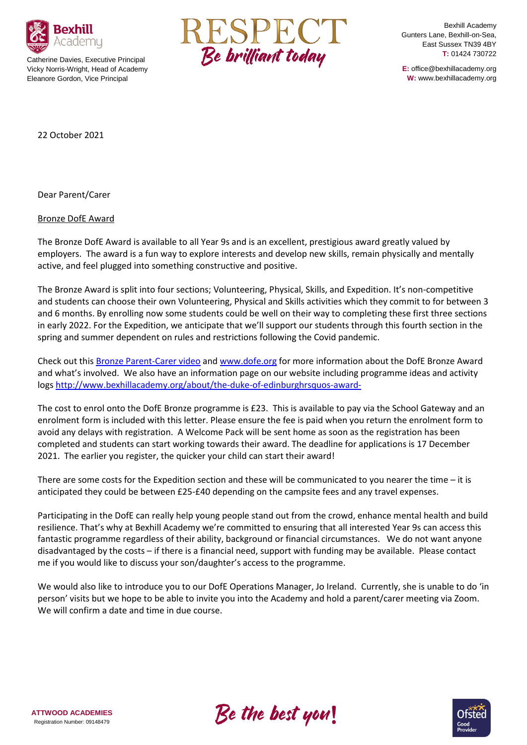Catherine Davies, Executive Principal
Vicky Norris-Wright, Head of Academy
Eleanore Gordon, Vice Principal

RESPECT
*Be brilliant today*

Bexhill Academy
Gunters Lane, Bexhill-on-Sea,
East Sussex TN39 4BY
**T:** 01424 730722

**E:** office@bexhillacademy.org
**W:** www.bexhillacademy.org

22 October 2021

Dear Parent/Carer

Bronze DofE Award

The Bronze DofE Award is available to all Year 9s and is an excellent, prestigious award greatly valued by employers. The award is a fun way to explore interests and develop new skills, remain physically and mentally active, and feel plugged into something constructive and positive.

The Bronze Award is split into four sections; Volunteering, Physical, Skills, and Expedition. It's non-competitive and students can choose their own Volunteering, Physical and Skills activities which they commit to for between 3 and 6 months. By enrolling now some students could be well on their way to completing these first three sections in early 2022. For the Expedition, we anticipate that we'll support our students through this fourth section in the spring and summer dependent on rules and restrictions following the Covid pandemic.

Check out this [Bronze Parent-Carer video] and [www.dofe.org] for more information about the DofE Bronze Award and what's involved. We also have an information page on our website including programme ideas and activity logs http://www.bexhillacademy.org/about/the-duke-of-edinburghrsquos-award-

The cost to enrol onto the DofE Bronze programme is £23. This is available to pay via the School Gateway and an enrolment form is included with this letter. Please ensure the fee is paid when you return the enrolment form to avoid any delays with registration. A Welcome Pack will be sent home as soon as the registration has been completed and students can start working towards their award. The deadline for applications is 17 December 2021. The earlier you register, the quicker your child can start their award!

There are some costs for the Expedition section and these will be communicated to you nearer the time – it is anticipated they could be between £25-£40 depending on the campsite fees and any travel expenses.

Participating in the DofE can really help young people stand out from the crowd, enhance mental health and build resilience. That's why at Bexhill Academy we're committed to ensuring that all interested Year 9s can access this fantastic programme regardless of their ability, background or financial circumstances. We do not want anyone disadvantaged by the costs – if there is a financial need, support with funding may be available. Please contact me if you would like to discuss your son/daughter's access to the programme.

We would also like to introduce you to our DofE Operations Manager, Jo Ireland. Currently, she is unable to do 'in person' visits but we hope to be able to invite you into the Academy and hold a parent/carer meeting via Zoom. We will confirm a date and time in due course.

**ATTWOOD ACADEMIES**
Registration Number: 09148479

*Be the best you!*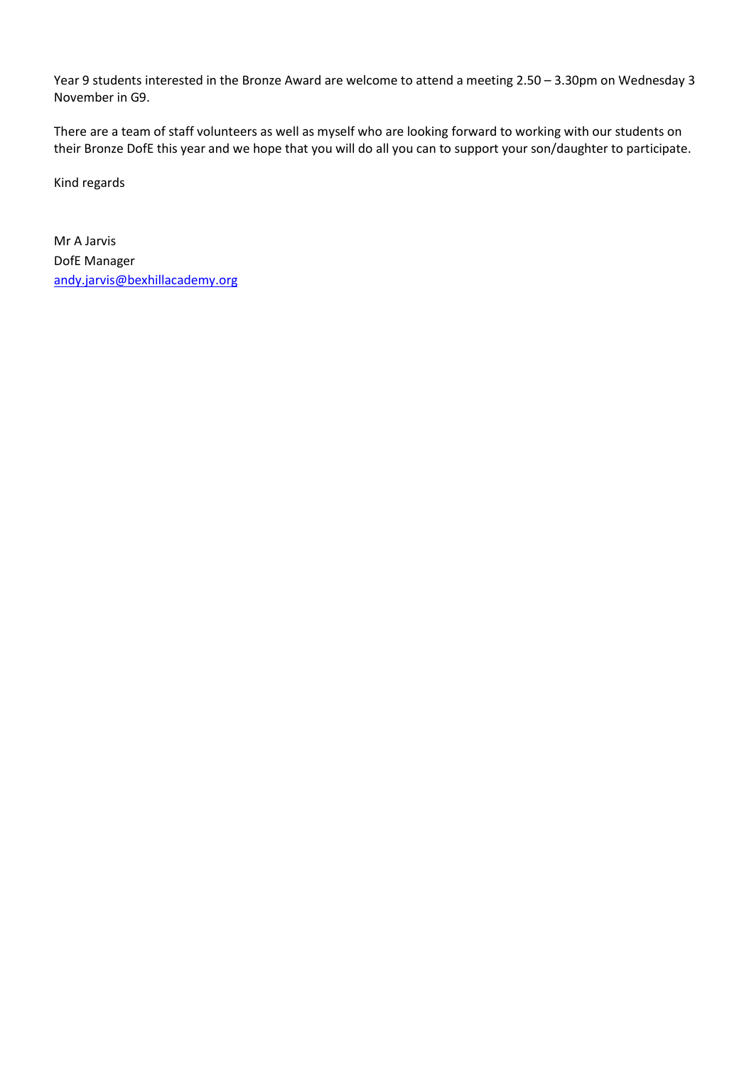Year 9 students interested in the Bronze Award are welcome to attend a meeting 2.50 – 3.30pm on Wednesday 3 November in G9.

There are a team of staff volunteers as well as myself who are looking forward to working with our students on their Bronze DofE this year and we hope that you will do all you can to support your son/daughter to participate.

Kind regards

Mr A Jarvis  
DofE Manager  
[andy.jarvis@bexhillacademy.org](mailto:andy.jarvis@bexhillacademy.org)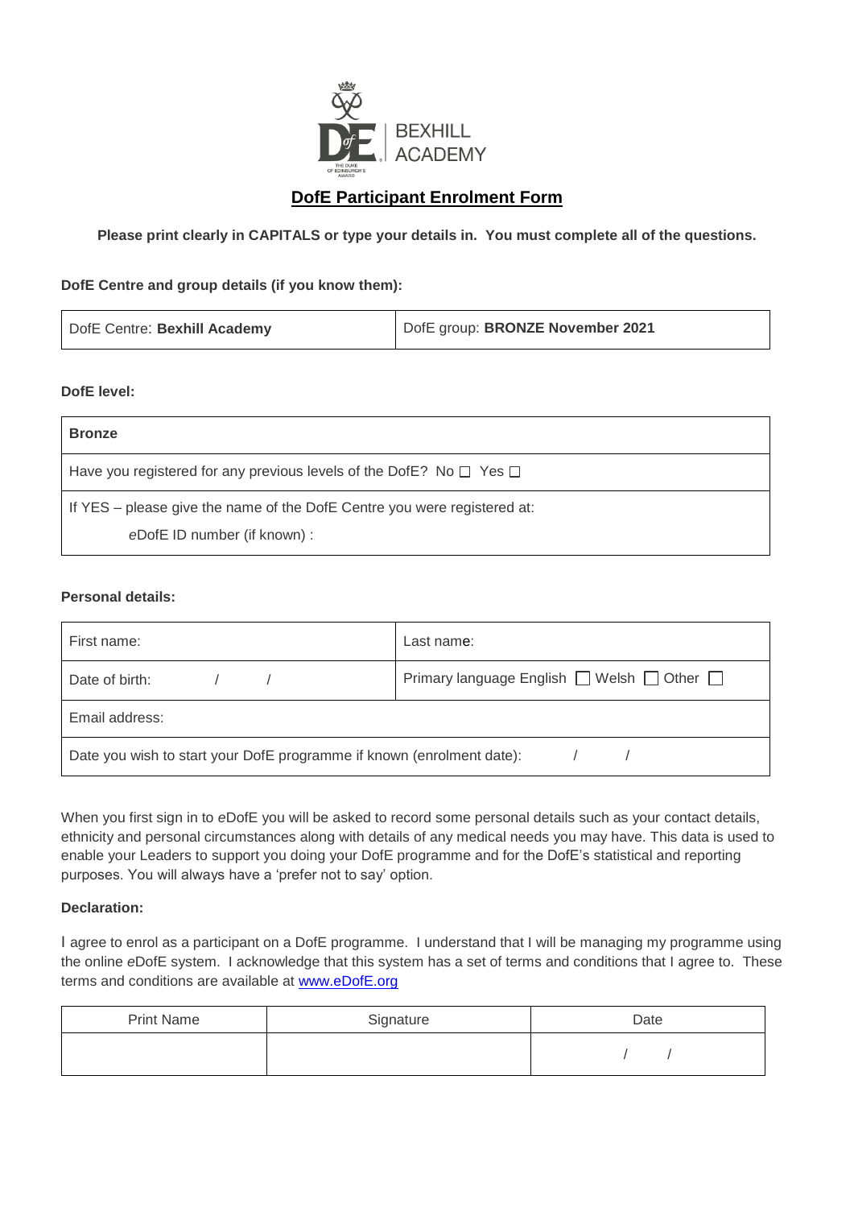## DofE Participant Enrolment Form

**Please print clearly in CAPITALS or type your details in. You must complete all of the questions.**

**DofE Centre and group details (if you know them):**

| DofE Centre: **Bexhill Academy** | DofE group: **BRONZE November 2021** |
|---|---|

**DofE level:**

| **Bronze** |
|---|
| Have you registered for any previous levels of the DofE? No ☐ Yes ☐ |
| If YES – please give the name of the DofE Centre you were registered at: <br> *e*DofE ID number (if known) : |

**Personal details:**

| First name: | Last name: |
|---|---|
| Date of birth: / / | Primary language English ☐ Welsh ☐ Other ☐ |
| Email address: | |
| Date you wish to start your DofE programme if known (enrolment date): / / | |

When you first sign in to *e*DofE you will be asked to record some personal details such as your contact details, ethnicity and personal circumstances along with details of any medical needs you may have. This data is used to enable your Leaders to support you doing your DofE programme and for the DofE's statistical and reporting purposes. You will always have a 'prefer not to say' option.

**Declaration:**

I agree to enrol as a participant on a DofE programme. I understand that I will be managing my programme using the online *e*DofE system. I acknowledge that this system has a set of terms and conditions that I agree to. These terms and conditions are available at [www.eDofE.org](www.eDofE.org)

| Print Name | Signature | Date |
|---|---|---|
| | | / / |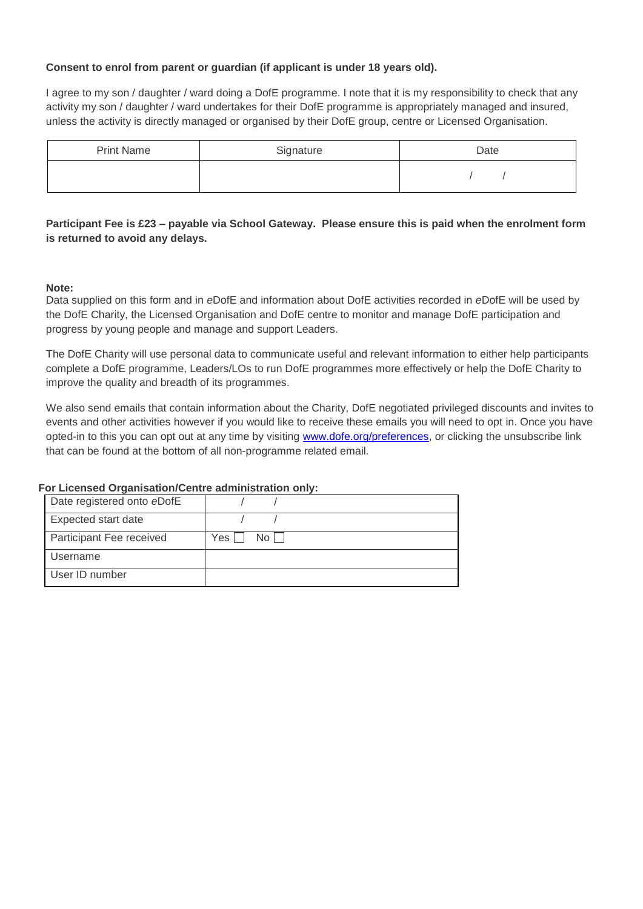**Consent to enrol from parent or guardian (if applicant is under 18 years old).**

I agree to my son / daughter / ward doing a DofE programme. I note that it is my responsibility to check that any activity my son / daughter / ward undertakes for their DofE programme is appropriately managed and insured, unless the activity is directly managed or organised by their DofE group, centre or Licensed Organisation.

| Print Name | Signature | Date |
|---|---|---|
| | | / / |

**Participant Fee is £23 – payable via School Gateway. Please ensure this is paid when the enrolment form is returned to avoid any delays.**

**Note:**
Data supplied on this form and in *e*DofE and information about DofE activities recorded in *e*DofE will be used by the DofE Charity, the Licensed Organisation and DofE centre to monitor and manage DofE participation and progress by young people and manage and support Leaders.

The DofE Charity will use personal data to communicate useful and relevant information to either help participants complete a DofE programme, Leaders/LOs to run DofE programmes more effectively or help the DofE Charity to improve the quality and breadth of its programmes.

We also send emails that contain information about the Charity, DofE negotiated privileged discounts and invites to events and other activities however if you would like to receive these emails you will need to opt in. Once you have opted-in to this you can opt out at any time by visiting [www.dofe.org/preferences](www.dofe.org/preferences), or clicking the unsubscribe link that can be found at the bottom of all non-programme related email.

**For Licensed Organisation/Centre administration only:**

| | |
|---|---|
| Date registered onto *e*DofE | / / |
| Expected start date | / / |
| Participant Fee received | Yes ☐ No ☐ |
| Username | |
| User ID number | |